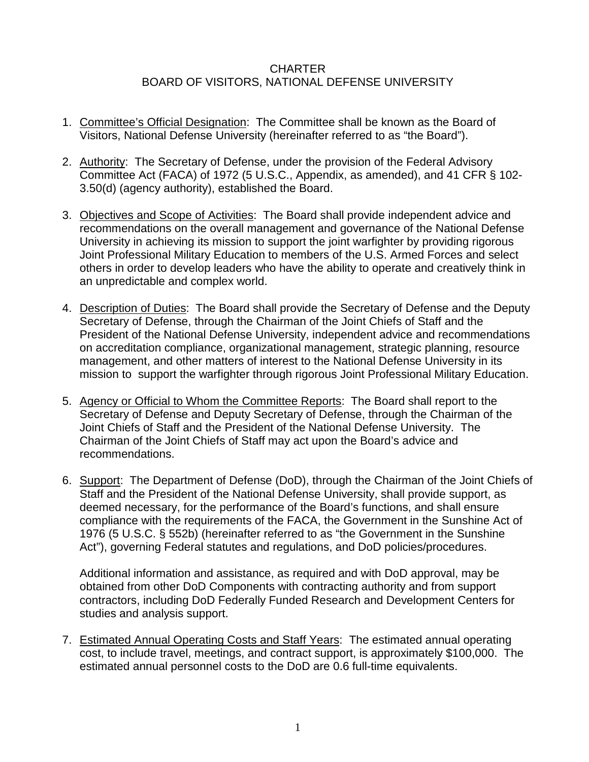# CHARTER
# BOARD OF VISITORS, NATIONAL DEFENSE UNIVERSITY

1. Committee's Official Designation: The Committee shall be known as the Board of Visitors, National Defense University (hereinafter referred to as "the Board").

2. Authority: The Secretary of Defense, under the provision of the Federal Advisory Committee Act (FACA) of 1972 (5 U.S.C., Appendix, as amended), and 41 CFR § 102-3.50(d) (agency authority), established the Board.

3. Objectives and Scope of Activities: The Board shall provide independent advice and recommendations on the overall management and governance of the National Defense University in achieving its mission to support the joint warfighter by providing rigorous Joint Professional Military Education to members of the U.S. Armed Forces and select others in order to develop leaders who have the ability to operate and creatively think in an unpredictable and complex world.

4. Description of Duties: The Board shall provide the Secretary of Defense and the Deputy Secretary of Defense, through the Chairman of the Joint Chiefs of Staff and the President of the National Defense University, independent advice and recommendations on accreditation compliance, organizational management, strategic planning, resource management, and other matters of interest to the National Defense University in its mission to support the warfighter through rigorous Joint Professional Military Education.

5. Agency or Official to Whom the Committee Reports: The Board shall report to the Secretary of Defense and Deputy Secretary of Defense, through the Chairman of the Joint Chiefs of Staff and the President of the National Defense University. The Chairman of the Joint Chiefs of Staff may act upon the Board's advice and recommendations.

6. Support: The Department of Defense (DoD), through the Chairman of the Joint Chiefs of Staff and the President of the National Defense University, shall provide support, as deemed necessary, for the performance of the Board's functions, and shall ensure compliance with the requirements of the FACA, the Government in the Sunshine Act of 1976 (5 U.S.C. § 552b) (hereinafter referred to as "the Government in the Sunshine Act"), governing Federal statutes and regulations, and DoD policies/procedures.

   Additional information and assistance, as required and with DoD approval, may be obtained from other DoD Components with contracting authority and from support contractors, including DoD Federally Funded Research and Development Centers for studies and analysis support.

7. Estimated Annual Operating Costs and Staff Years: The estimated annual operating cost, to include travel, meetings, and contract support, is approximately $100,000. The estimated annual personnel costs to the DoD are 0.6 full-time equivalents.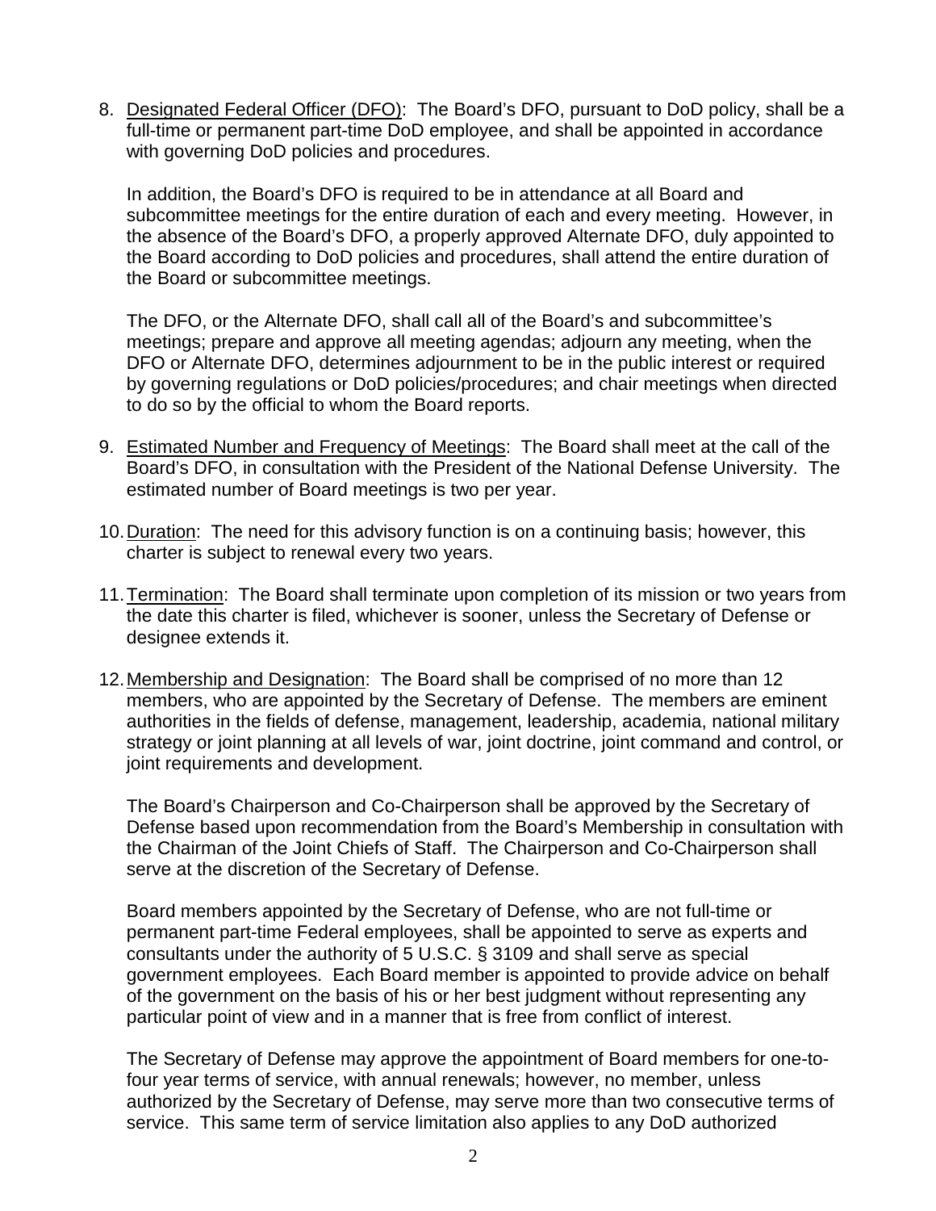8. Designated Federal Officer (DFO): The Board's DFO, pursuant to DoD policy, shall be a full-time or permanent part-time DoD employee, and shall be appointed in accordance with governing DoD policies and procedures.

   In addition, the Board's DFO is required to be in attendance at all Board and subcommittee meetings for the entire duration of each and every meeting. However, in the absence of the Board's DFO, a properly approved Alternate DFO, duly appointed to the Board according to DoD policies and procedures, shall attend the entire duration of the Board or subcommittee meetings.

   The DFO, or the Alternate DFO, shall call all of the Board's and subcommittee's meetings; prepare and approve all meeting agendas; adjourn any meeting, when the DFO or Alternate DFO, determines adjournment to be in the public interest or required by governing regulations or DoD policies/procedures; and chair meetings when directed to do so by the official to whom the Board reports.

9. Estimated Number and Frequency of Meetings: The Board shall meet at the call of the Board's DFO, in consultation with the President of the National Defense University. The estimated number of Board meetings is two per year.

10. Duration: The need for this advisory function is on a continuing basis; however, this charter is subject to renewal every two years.

11. Termination: The Board shall terminate upon completion of its mission or two years from the date this charter is filed, whichever is sooner, unless the Secretary of Defense or designee extends it.

12. Membership and Designation: The Board shall be comprised of no more than 12 members, who are appointed by the Secretary of Defense. The members are eminent authorities in the fields of defense, management, leadership, academia, national military strategy or joint planning at all levels of war, joint doctrine, joint command and control, or joint requirements and development.

    The Board's Chairperson and Co-Chairperson shall be approved by the Secretary of Defense based upon recommendation from the Board's Membership in consultation with the Chairman of the Joint Chiefs of Staff. The Chairperson and Co-Chairperson shall serve at the discretion of the Secretary of Defense.

    Board members appointed by the Secretary of Defense, who are not full-time or permanent part-time Federal employees, shall be appointed to serve as experts and consultants under the authority of 5 U.S.C. § 3109 and shall serve as special government employees. Each Board member is appointed to provide advice on behalf of the government on the basis of his or her best judgment without representing any particular point of view and in a manner that is free from conflict of interest.

    The Secretary of Defense may approve the appointment of Board members for one-to-four year terms of service, with annual renewals; however, no member, unless authorized by the Secretary of Defense, may serve more than two consecutive terms of service. This same term of service limitation also applies to any DoD authorized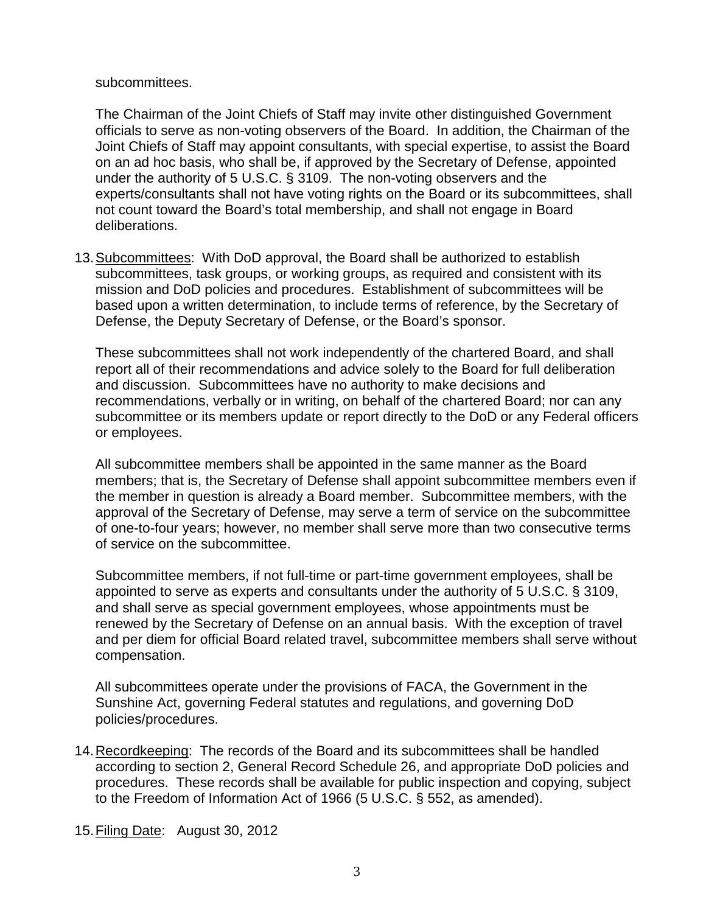subcommittees.

The Chairman of the Joint Chiefs of Staff may invite other distinguished Government officials to serve as non-voting observers of the Board. In addition, the Chairman of the Joint Chiefs of Staff may appoint consultants, with special expertise, to assist the Board on an ad hoc basis, who shall be, if approved by the Secretary of Defense, appointed under the authority of 5 U.S.C. § 3109. The non-voting observers and the experts/consultants shall not have voting rights on the Board or its subcommittees, shall not count toward the Board's total membership, and shall not engage in Board deliberations.

13. Subcommittees: With DoD approval, the Board shall be authorized to establish subcommittees, task groups, or working groups, as required and consistent with its mission and DoD policies and procedures. Establishment of subcommittees will be based upon a written determination, to include terms of reference, by the Secretary of Defense, the Deputy Secretary of Defense, or the Board's sponsor.

    These subcommittees shall not work independently of the chartered Board, and shall report all of their recommendations and advice solely to the Board for full deliberation and discussion. Subcommittees have no authority to make decisions and recommendations, verbally or in writing, on behalf of the chartered Board; nor can any subcommittee or its members update or report directly to the DoD or any Federal officers or employees.

    All subcommittee members shall be appointed in the same manner as the Board members; that is, the Secretary of Defense shall appoint subcommittee members even if the member in question is already a Board member. Subcommittee members, with the approval of the Secretary of Defense, may serve a term of service on the subcommittee of one-to-four years; however, no member shall serve more than two consecutive terms of service on the subcommittee.

    Subcommittee members, if not full-time or part-time government employees, shall be appointed to serve as experts and consultants under the authority of 5 U.S.C. § 3109, and shall serve as special government employees, whose appointments must be renewed by the Secretary of Defense on an annual basis. With the exception of travel and per diem for official Board related travel, subcommittee members shall serve without compensation.

    All subcommittees operate under the provisions of FACA, the Government in the Sunshine Act, governing Federal statutes and regulations, and governing DoD policies/procedures.

14. Recordkeeping: The records of the Board and its subcommittees shall be handled according to section 2, General Record Schedule 26, and appropriate DoD policies and procedures. These records shall be available for public inspection and copying, subject to the Freedom of Information Act of 1966 (5 U.S.C. § 552, as amended).

15. Filing Date: August 30, 2012